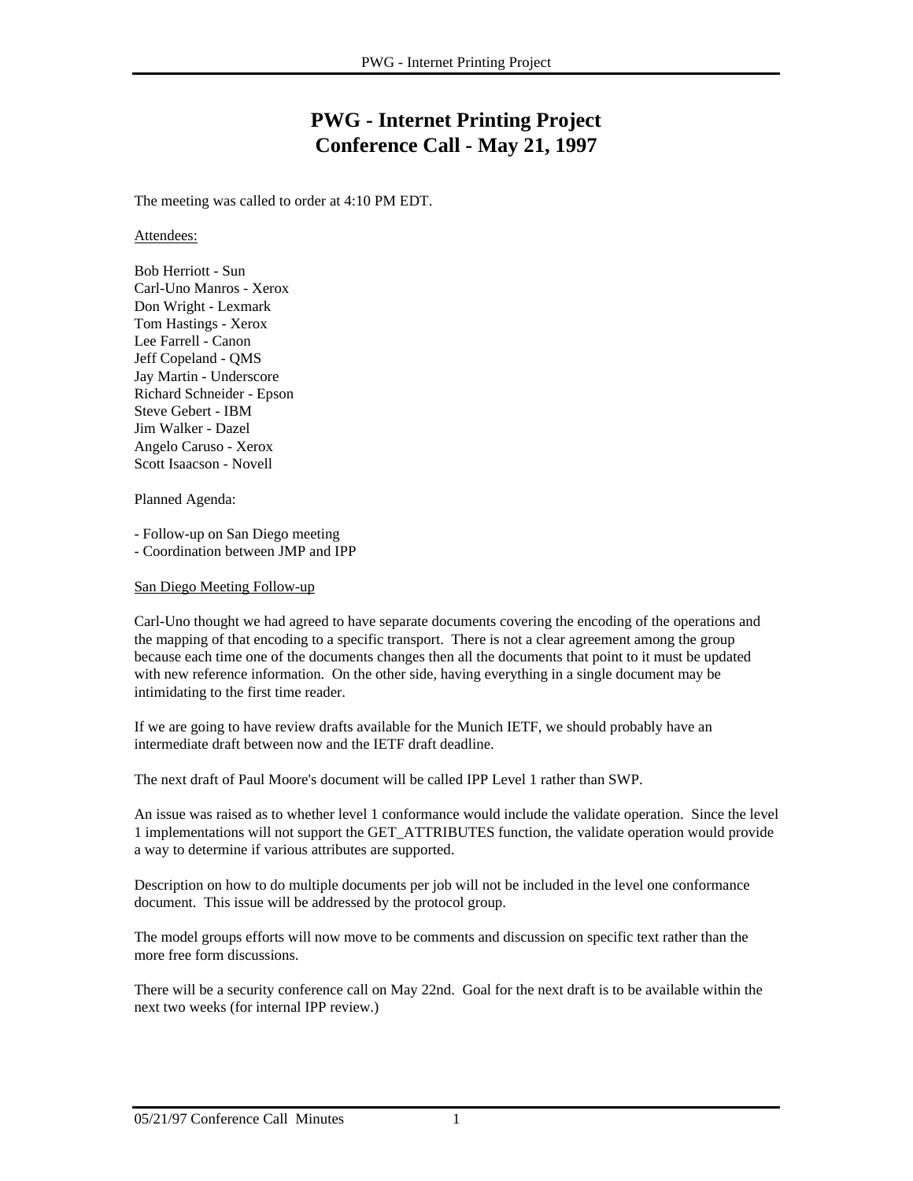# PWG - Internet Printing Project
# Conference Call - May 21, 1997

The meeting was called to order at 4:10 PM EDT.

Attendees:

Bob Herriott - Sun
Carl-Uno Manros - Xerox
Don Wright - Lexmark
Tom Hastings - Xerox
Lee Farrell - Canon
Jeff Copeland - QMS
Jay Martin - Underscore
Richard Schneider - Epson
Steve Gebert - IBM
Jim Walker - Dazel
Angelo Caruso - Xerox
Scott Isaacson - Novell

Planned Agenda:

- Follow-up on San Diego meeting
- Coordination between JMP and IPP

San Diego Meeting Follow-up

Carl-Uno thought we had agreed to have separate documents covering the encoding of the operations and the mapping of that encoding to a specific transport. There is not a clear agreement among the group because each time one of the documents changes then all the documents that point to it must be updated with new reference information. On the other side, having everything in a single document may be intimidating to the first time reader.

If we are going to have review drafts available for the Munich IETF, we should probably have an intermediate draft between now and the IETF draft deadline.

The next draft of Paul Moore's document will be called IPP Level 1 rather than SWP.

An issue was raised as to whether level 1 conformance would include the validate operation. Since the level 1 implementations will not support the GET_ATTRIBUTES function, the validate operation would provide a way to determine if various attributes are supported.

Description on how to do multiple documents per job will not be included in the level one conformance document. This issue will be addressed by the protocol group.

The model groups efforts will now move to be comments and discussion on specific text rather than the more free form discussions.

There will be a security conference call on May 22nd. Goal for the next draft is to be available within the next two weeks (for internal IPP review.)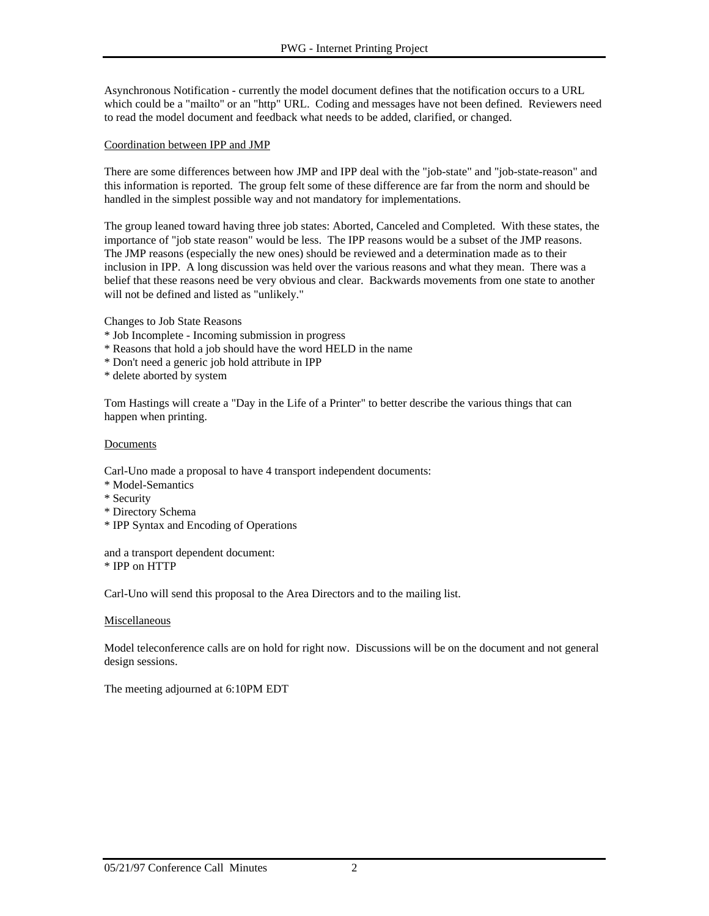Asynchronous Notification - currently the model document defines that the notification occurs to a URL which could be a "mailto" or an "http" URL. Coding and messages have not been defined. Reviewers need to read the model document and feedback what needs to be added, clarified, or changed.

<u>Coordination between IPP and JMP</u>

There are some differences between how JMP and IPP deal with the "job-state" and "job-state-reason" and this information is reported. The group felt some of these difference are far from the norm and should be handled in the simplest possible way and not mandatory for implementations.

The group leaned toward having three job states: Aborted, Canceled and Completed. With these states, the importance of "job state reason" would be less. The IPP reasons would be a subset of the JMP reasons. The JMP reasons (especially the new ones) should be reviewed and a determination made as to their inclusion in IPP. A long discussion was held over the various reasons and what they mean. There was a belief that these reasons need be very obvious and clear. Backwards movements from one state to another will not be defined and listed as "unlikely."

Changes to Job State Reasons
* Job Incomplete - Incoming submission in progress
* Reasons that hold a job should have the word HELD in the name
* Don't need a generic job hold attribute in IPP
* delete aborted by system

Tom Hastings will create a "Day in the Life of a Printer" to better describe the various things that can happen when printing.

<u>Documents</u>

Carl-Uno made a proposal to have 4 transport independent documents:
* Model-Semantics
* Security
* Directory Schema
* IPP Syntax and Encoding of Operations

and a transport dependent document:
* IPP on HTTP

Carl-Uno will send this proposal to the Area Directors and to the mailing list.

<u>Miscellaneous</u>

Model teleconference calls are on hold for right now. Discussions will be on the document and not general design sessions.

The meeting adjourned at 6:10PM EDT